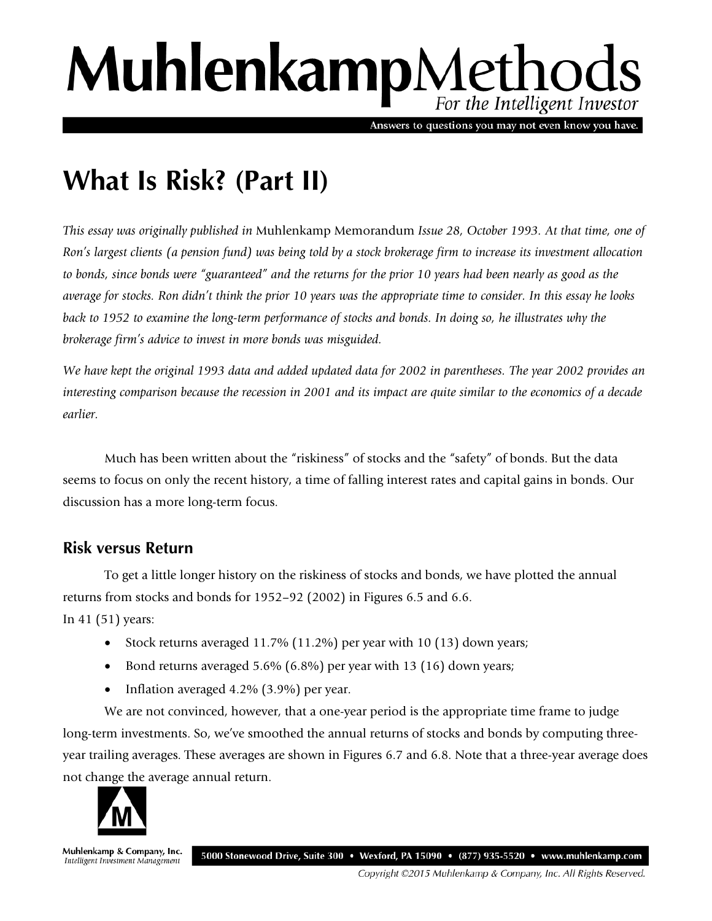# MuhlenkampMethods

*For the Intelligent Investor*

Answers to questions you may not even know you have.

# What Is Risk? (Part II)

*This essay was originally published in* Muhlenkamp Memorandum *Issue 28, October 1993. At that time, one of Ron's largest clients (a pension fund) was being told by a stock brokerage firm to increase its investment allocation to bonds, since bonds were "guaranteed" and the returns for the prior 10 years had been nearly as good as the average for stocks. Ron didn't think the prior 10 years was the appropriate time to consider. In this essay he looks back to 1952 to examine the long-term performance of stocks and bonds. In doing so, he illustrates why the brokerage firm's advice to invest in more bonds was misguided.*

*We have kept the original 1993 data and added updated data for 2002 in parentheses. The year 2002 provides an interesting comparison because the recession in 2001 and its impact are quite similar to the economics of a decade earlier.*

Much has been written about the "riskiness" of stocks and the "safety" of bonds. But the data seems to focus on only the recent history, a time of falling interest rates and capital gains in bonds. Our discussion has a more long-term focus.

## Risk versus Return

To get a little longer history on the riskiness of stocks and bonds, we have plotted the annual returns from stocks and bonds for 1952–92 (2002) in Figures 6.5 and 6.6.

In 41 (51) years:

- Stock returns averaged 11.7% (11.2%) per year with 10 (13) down years;
- Bond returns averaged 5.6% (6.8%) per year with 13 (16) down years;
- Inflation averaged 4.2% (3.9%) per year.

We are not convinced, however, that a one-year period is the appropriate time frame to judge long-term investments. So, we've smoothed the annual returns of stocks and bonds by computing three-year trailing averages. These averages are shown in Figures 6.7 and 6.8. Note that a three-year average does not change the average annual return.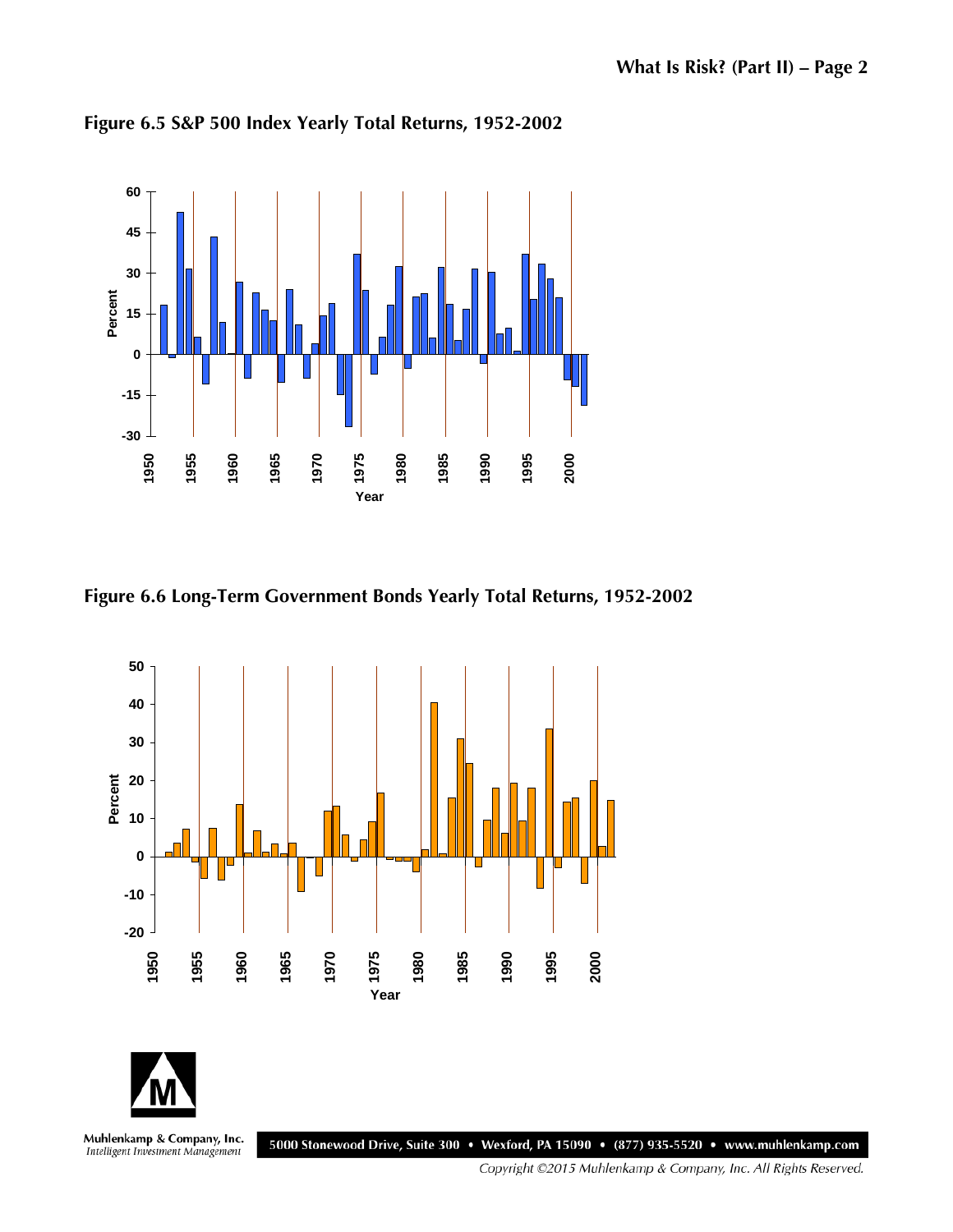**Figure 6.5 S&P 500 Index Yearly Total Returns, 1952-2002**

**Figure 6.6 Long-Term Government Bonds Yearly Total Returns, 1952-2002**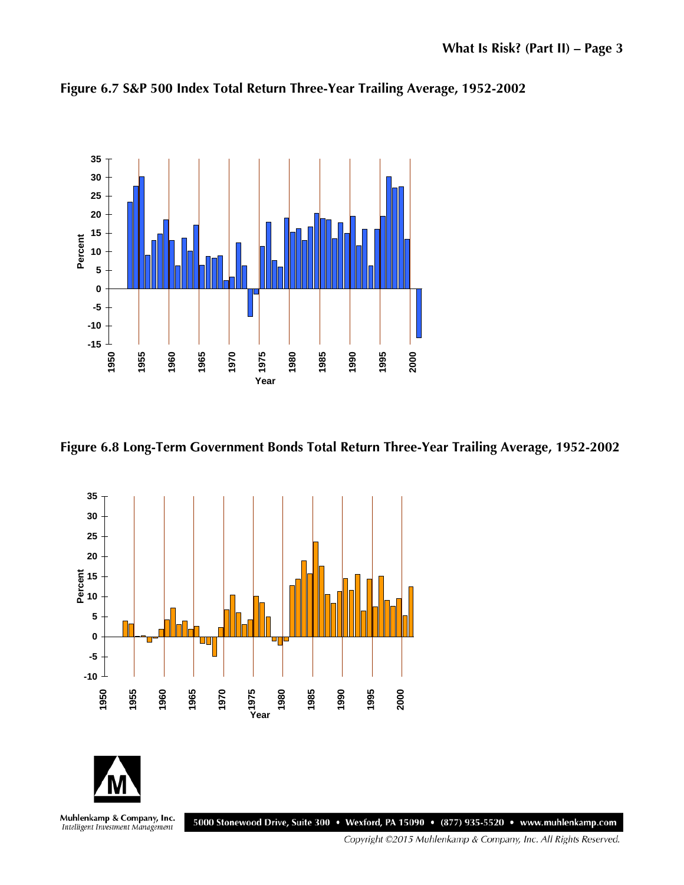**Figure 6.7 S&P 500 Index Total Return Three-Year Trailing Average, 1952-2002**

**Figure 6.8 Long-Term Government Bonds Total Return Three-Year Trailing Average, 1952-2002**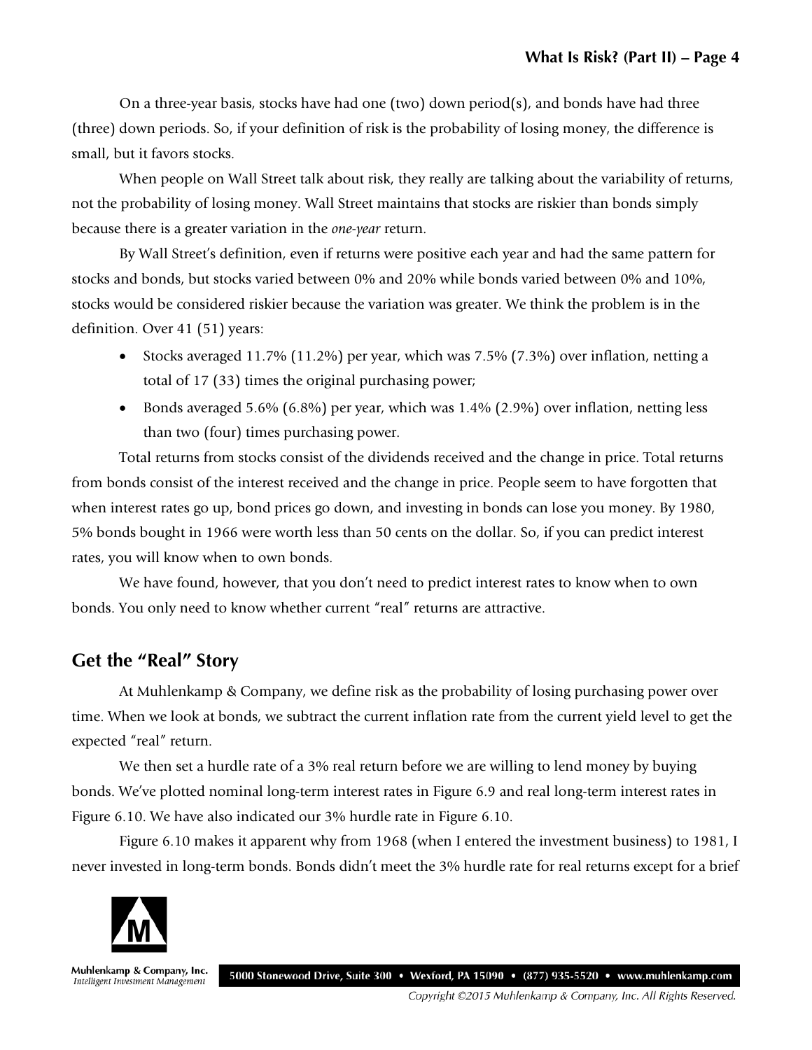On a three-year basis, stocks have had one (two) down period(s), and bonds have had three (three) down periods. So, if your definition of risk is the probability of losing money, the difference is small, but it favors stocks.

When people on Wall Street talk about risk, they really are talking about the variability of returns, not the probability of losing money. Wall Street maintains that stocks are riskier than bonds simply because there is a greater variation in the *one-year* return.

By Wall Street's definition, even if returns were positive each year and had the same pattern for stocks and bonds, but stocks varied between 0% and 20% while bonds varied between 0% and 10%, stocks would be considered riskier because the variation was greater. We think the problem is in the definition. Over 41 (51) years:

- Stocks averaged 11.7% (11.2%) per year, which was 7.5% (7.3%) over inflation, netting a total of 17 (33) times the original purchasing power;
- Bonds averaged 5.6% (6.8%) per year, which was 1.4% (2.9%) over inflation, netting less than two (four) times purchasing power.

Total returns from stocks consist of the dividends received and the change in price. Total returns from bonds consist of the interest received and the change in price. People seem to have forgotten that when interest rates go up, bond prices go down, and investing in bonds can lose you money. By 1980, 5% bonds bought in 1966 were worth less than 50 cents on the dollar. So, if you can predict interest rates, you will know when to own bonds.

We have found, however, that you don't need to predict interest rates to know when to own bonds. You only need to know whether current "real" returns are attractive.

## Get the "Real" Story

At Muhlenkamp & Company, we define risk as the probability of losing purchasing power over time. When we look at bonds, we subtract the current inflation rate from the current yield level to get the expected "real" return.

We then set a hurdle rate of a 3% real return before we are willing to lend money by buying bonds. We've plotted nominal long-term interest rates in Figure 6.9 and real long-term interest rates in Figure 6.10. We have also indicated our 3% hurdle rate in Figure 6.10.

Figure 6.10 makes it apparent why from 1968 (when I entered the investment business) to 1981, I never invested in long-term bonds. Bonds didn't meet the 3% hurdle rate for real returns except for a brief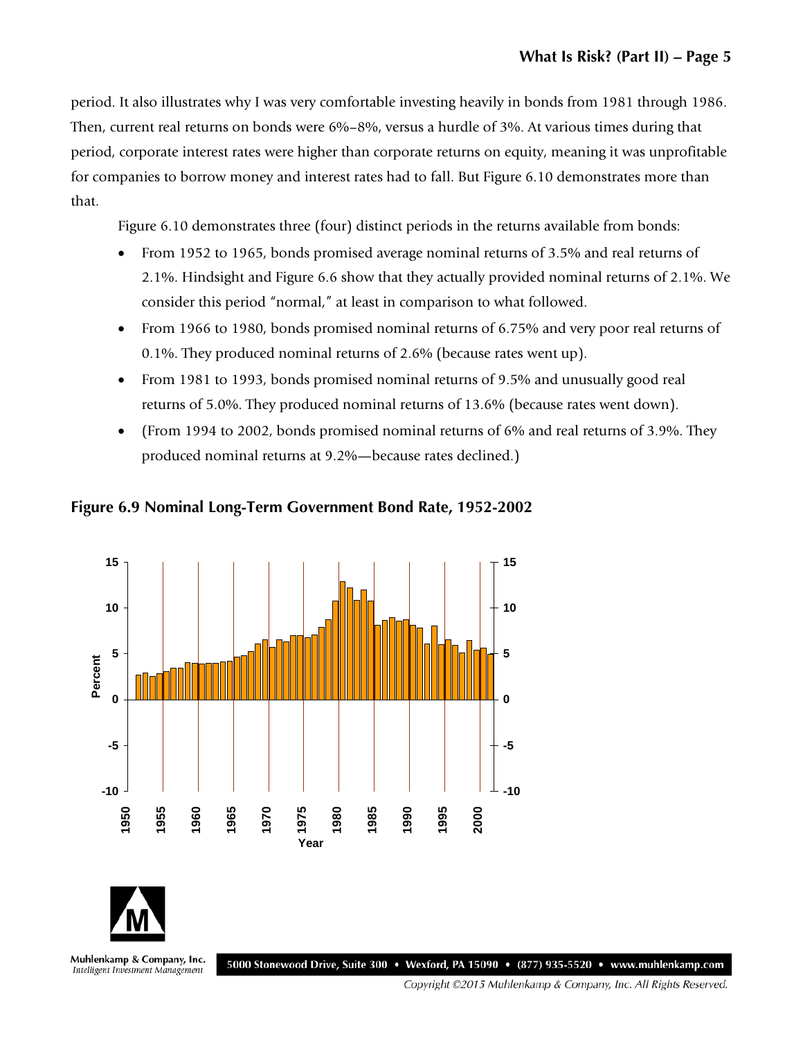period. It also illustrates why I was very comfortable investing heavily in bonds from 1981 through 1986. Then, current real returns on bonds were 6%–8%, versus a hurdle of 3%. At various times during that period, corporate interest rates were higher than corporate returns on equity, meaning it was unprofitable for companies to borrow money and interest rates had to fall. But Figure 6.10 demonstrates more than that.

Figure 6.10 demonstrates three (four) distinct periods in the returns available from bonds:

- From 1952 to 1965, bonds promised average nominal returns of 3.5% and real returns of 2.1%. Hindsight and Figure 6.6 show that they actually provided nominal returns of 2.1%. We consider this period "normal," at least in comparison to what followed.
- From 1966 to 1980, bonds promised nominal returns of 6.75% and very poor real returns of 0.1%. They produced nominal returns of 2.6% (because rates went up).
- From 1981 to 1993, bonds promised nominal returns of 9.5% and unusually good real returns of 5.0%. They produced nominal returns of 13.6% (because rates went down).
- (From 1994 to 2002, bonds promised nominal returns of 6% and real returns of 3.9%. They produced nominal returns at 9.2%—because rates declined.)

**Figure 6.9 Nominal Long-Term Government Bond Rate, 1952-2002**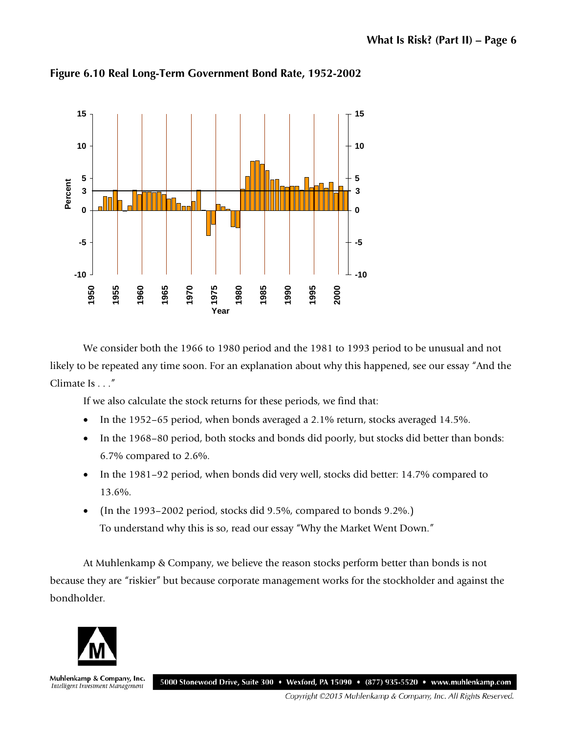**Figure 6.10 Real Long-Term Government Bond Rate, 1952-2002**

We consider both the 1966 to 1980 period and the 1981 to 1993 period to be unusual and not likely to be repeated any time soon. For an explanation about why this happened, see our essay "And the Climate Is . . ."

If we also calculate the stock returns for these periods, we find that:

- In the 1952–65 period, when bonds averaged a 2.1% return, stocks averaged 14.5%.
- In the 1968–80 period, both stocks and bonds did poorly, but stocks did better than bonds: 6.7% compared to 2.6%.
- In the 1981–92 period, when bonds did very well, stocks did better: 14.7% compared to 13.6%.
- (In the 1993–2002 period, stocks did 9.5%, compared to bonds 9.2%.)
  To understand why this is so, read our essay "Why the Market Went Down."

At Muhlenkamp & Company, we believe the reason stocks perform better than bonds is not because they are "riskier" but because corporate management works for the stockholder and against the bondholder.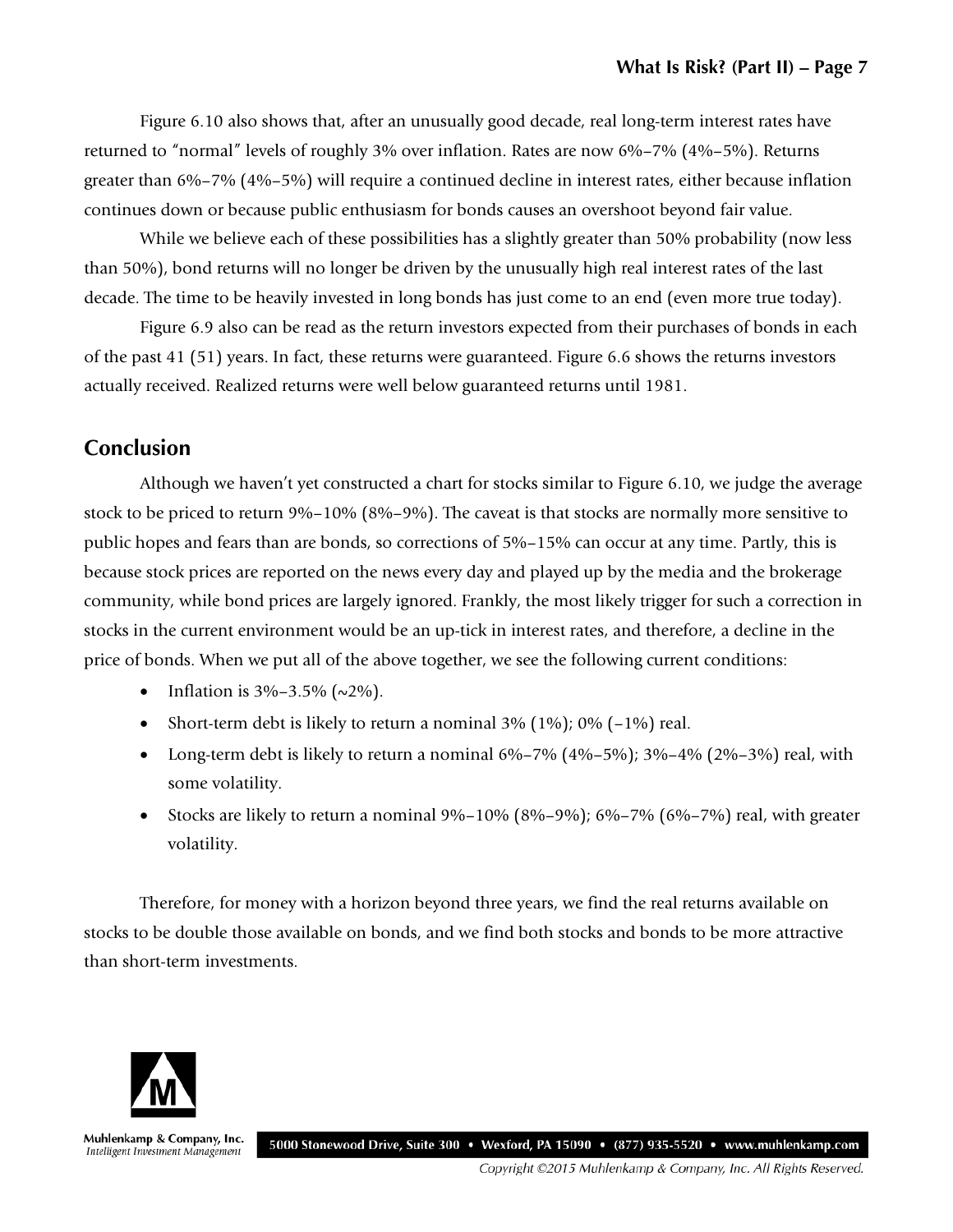Figure 6.10 also shows that, after an unusually good decade, real long-term interest rates have returned to "normal" levels of roughly 3% over inflation. Rates are now 6%–7% (4%–5%). Returns greater than 6%–7% (4%–5%) will require a continued decline in interest rates, either because inflation continues down or because public enthusiasm for bonds causes an overshoot beyond fair value.

While we believe each of these possibilities has a slightly greater than 50% probability (now less than 50%), bond returns will no longer be driven by the unusually high real interest rates of the last decade. The time to be heavily invested in long bonds has just come to an end (even more true today).

Figure 6.9 also can be read as the return investors expected from their purchases of bonds in each of the past 41 (51) years. In fact, these returns were guaranteed. Figure 6.6 shows the returns investors actually received. Realized returns were well below guaranteed returns until 1981.

## Conclusion

Although we haven't yet constructed a chart for stocks similar to Figure 6.10, we judge the average stock to be priced to return 9%–10% (8%–9%). The caveat is that stocks are normally more sensitive to public hopes and fears than are bonds, so corrections of 5%–15% can occur at any time. Partly, this is because stock prices are reported on the news every day and played up by the media and the brokerage community, while bond prices are largely ignored. Frankly, the most likely trigger for such a correction in stocks in the current environment would be an up-tick in interest rates, and therefore, a decline in the price of bonds. When we put all of the above together, we see the following current conditions:

- Inflation is 3%–3.5% (~2%).
- Short-term debt is likely to return a nominal 3% (1%); 0% (–1%) real.
- Long-term debt is likely to return a nominal 6%–7% (4%–5%); 3%–4% (2%–3%) real, with some volatility.
- Stocks are likely to return a nominal 9%–10% (8%–9%); 6%–7% (6%–7%) real, with greater volatility.

Therefore, for money with a horizon beyond three years, we find the real returns available on stocks to be double those available on bonds, and we find both stocks and bonds to be more attractive than short-term investments.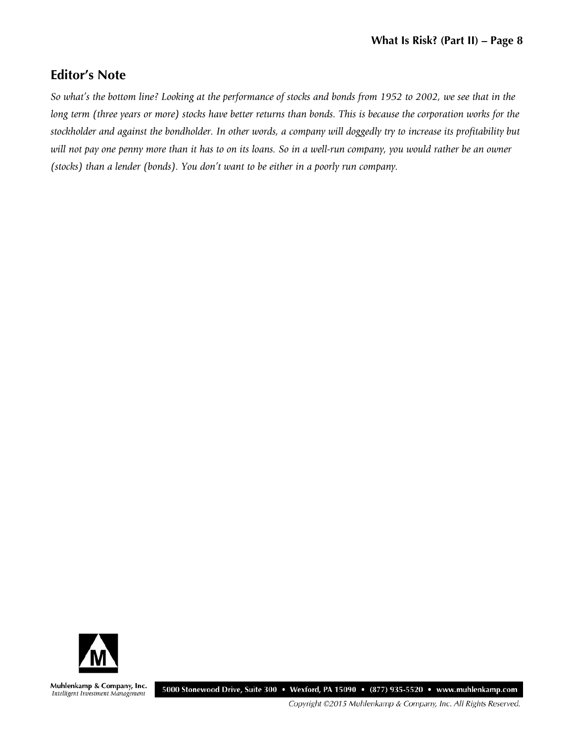## Editor's Note

*So what's the bottom line? Looking at the performance of stocks and bonds from 1952 to 2002, we see that in the long term (three years or more) stocks have better returns than bonds. This is because the corporation works for the stockholder and against the bondholder. In other words, a company will doggedly try to increase its profitability but will not pay one penny more than it has to on its loans. So in a well-run company, you would rather be an owner (stocks) than a lender (bonds). You don't want to be either in a poorly run company.*